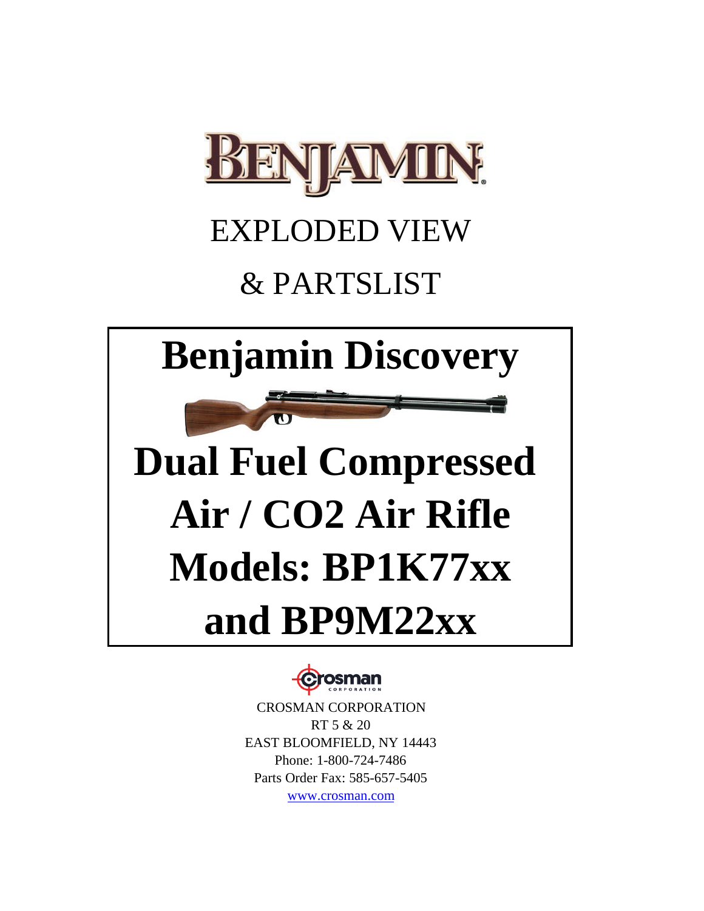# BENJAMIN

## EXPLODED VIEW

## & PARTSLIST

# Benjamin Discovery

# Dual Fuel Compressed Air / CO2 Air Rifle Models: BP1K77xx and BP9M22xx

CROSMAN CORPORATION
RT 5 & 20
EAST BLOOMFIELD, NY 14443
Phone: 1-800-724-7486
Parts Order Fax: 585-657-5405
www.crosman.com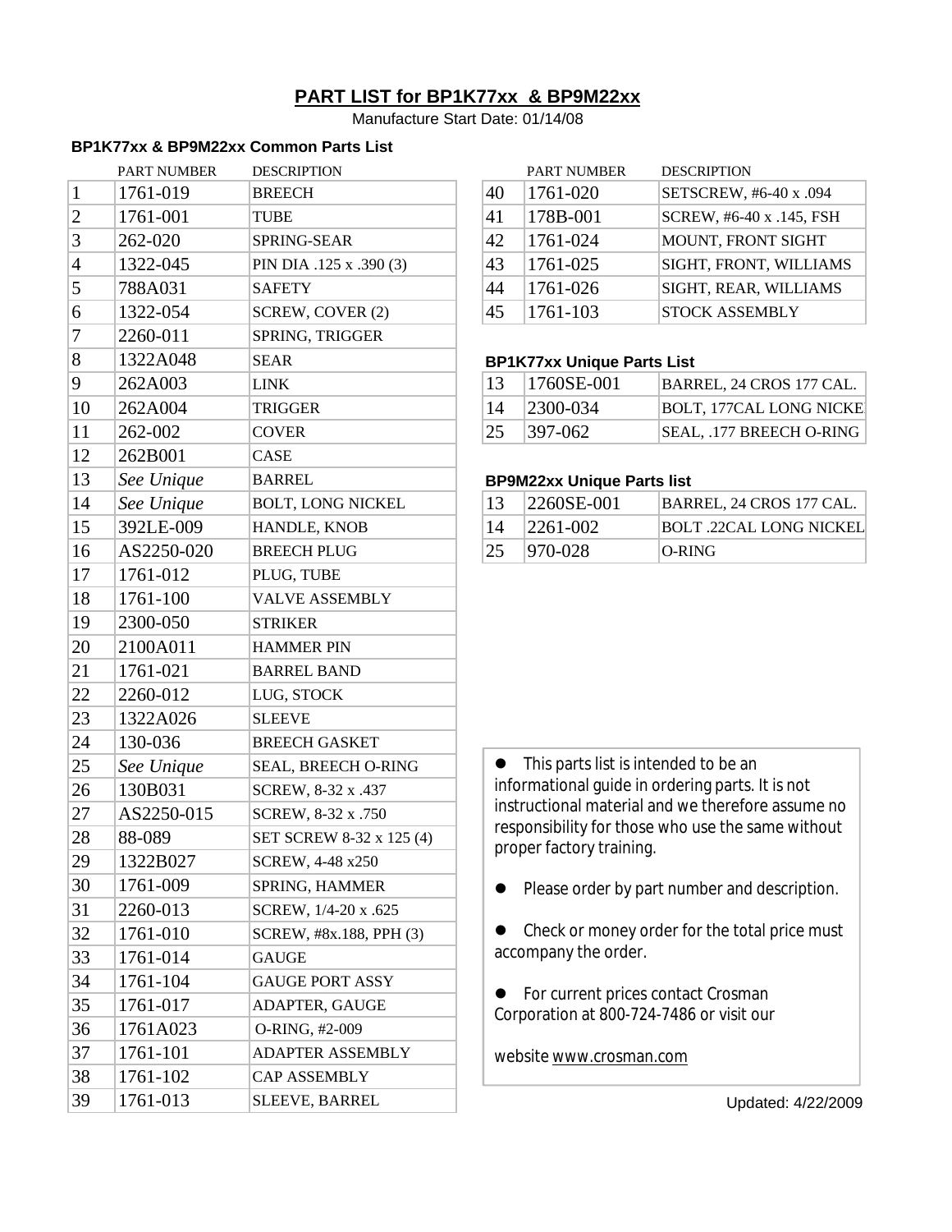# PART LIST for BP1K77xx & BP9M22xx

Manufacture Start Date: 01/14/08

### BP1K77xx & BP9M22xx Common Parts List

| | PART NUMBER | DESCRIPTION |
|---|---|---|
| 1 | 1761-019 | BREECH |
| 2 | 1761-001 | TUBE |
| 3 | 262-020 | SPRING-SEAR |
| 4 | 1322-045 | PIN DIA .125 x .390 (3) |
| 5 | 788A031 | SAFETY |
| 6 | 1322-054 | SCREW, COVER (2) |
| 7 | 2260-011 | SPRING, TRIGGER |
| 8 | 1322A048 | SEAR |
| 9 | 262A003 | LINK |
| 10 | 262A004 | TRIGGER |
| 11 | 262-002 | COVER |
| 12 | 262B001 | CASE |
| 13 | *See Unique* | BARREL |
| 14 | *See Unique* | BOLT, LONG NICKEL |
| 15 | 392LE-009 | HANDLE, KNOB |
| 16 | AS2250-020 | BREECH PLUG |
| 17 | 1761-012 | PLUG, TUBE |
| 18 | 1761-100 | VALVE ASSEMBLY |
| 19 | 2300-050 | STRIKER |
| 20 | 2100A011 | HAMMER PIN |
| 21 | 1761-021 | BARREL BAND |
| 22 | 2260-012 | LUG, STOCK |
| 23 | 1322A026 | SLEEVE |
| 24 | 130-036 | BREECH GASKET |
| 25 | *See Unique* | SEAL, BREECH O-RING |
| 26 | 130B031 | SCREW, 8-32 x .437 |
| 27 | AS2250-015 | SCREW, 8-32 x .750 |
| 28 | 88-089 | SET SCREW 8-32 x 125 (4) |
| 29 | 1322B027 | SCREW, 4-48 x250 |
| 30 | 1761-009 | SPRING, HAMMER |
| 31 | 2260-013 | SCREW, 1/4-20 x .625 |
| 32 | 1761-010 | SCREW, #8x.188, PPH (3) |
| 33 | 1761-014 | GAUGE |
| 34 | 1761-104 | GAUGE PORT ASSY |
| 35 | 1761-017 | ADAPTER, GAUGE |
| 36 | 1761A023 | O-RING, #2-009 |
| 37 | 1761-101 | ADAPTER ASSEMBLY |
| 38 | 1761-102 | CAP ASSEMBLY |
| 39 | 1761-013 | SLEEVE, BARREL |
| 40 | 1761-020 | SETSCREW, #6-40 x .094 |
| 41 | 178B-001 | SCREW, #6-40 x .145, FSH |
| 42 | 1761-024 | MOUNT, FRONT SIGHT |
| 43 | 1761-025 | SIGHT, FRONT, WILLIAMS |
| 44 | 1761-026 | SIGHT, REAR, WILLIAMS |
| 45 | 1761-103 | STOCK ASSEMBLY |

### BP1K77xx Unique Parts List

| | PART NUMBER | DESCRIPTION |
|---|---|---|
| 13 | 1760SE-001 | BARREL, 24 CROS 177 CAL. |
| 14 | 2300-034 | BOLT, 177CAL LONG NICKE |
| 25 | 397-062 | SEAL, .177 BREECH O-RING |

### BP9M22xx Unique Parts list

| | PART NUMBER | DESCRIPTION |
|---|---|---|
| 13 | 2260SE-001 | BARREL, 24 CROS 177 CAL. |
| 14 | 2261-002 | BOLT .22CAL LONG NICKEL |
| 25 | 970-028 | O-RING |

- This parts list is intended to be an informational guide in ordering parts. It is not instructional material and we therefore assume no responsibility for those who use the same without proper factory training.
- Please order by part number and description.
- Check or money order for the total price must accompany the order.
- For current prices contact Crosman Corporation at 800-724-7486 or visit our

  website www.crosman.com

Updated: 4/22/2009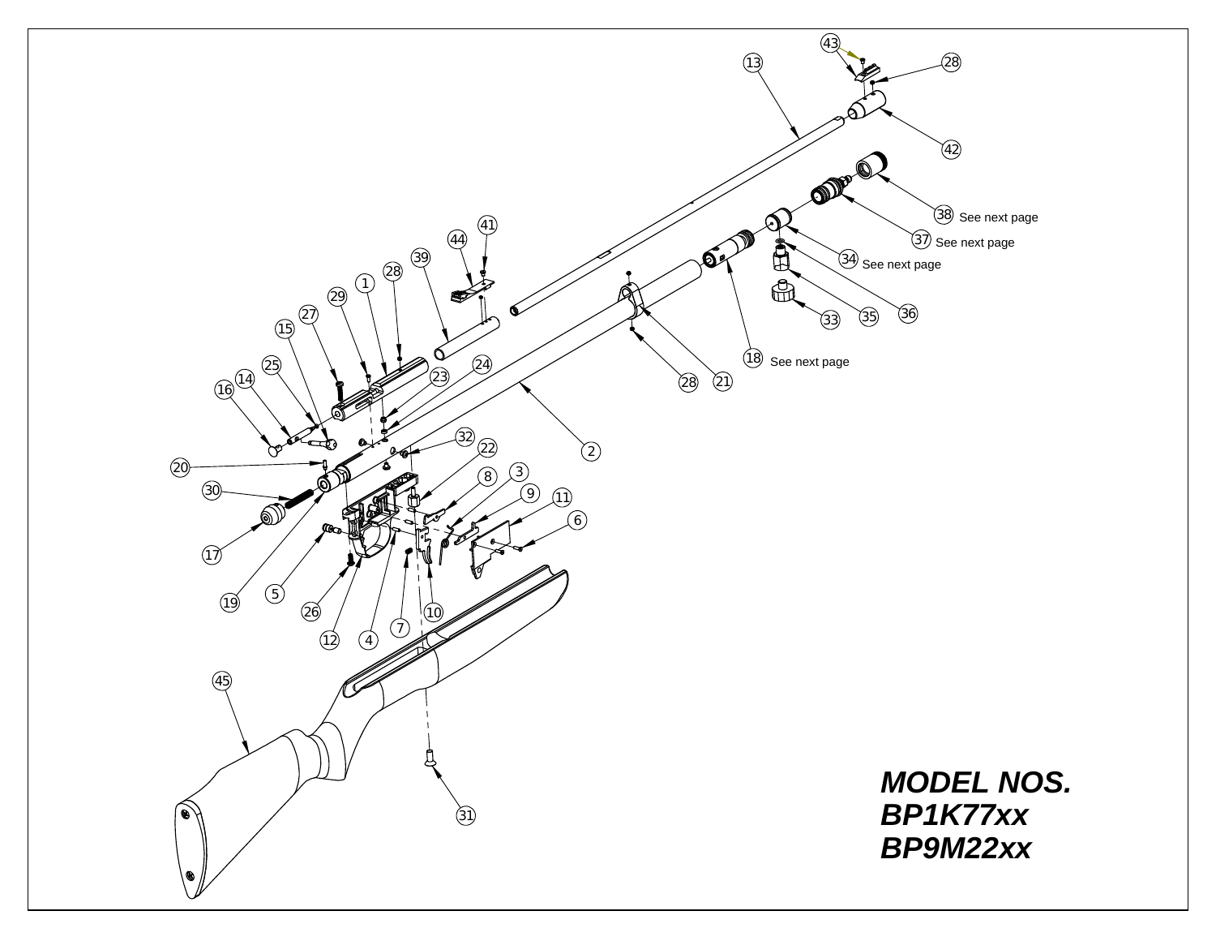38 See next page

37 See next page

34 See next page

18 See next page

***MODEL NOS.***
***BP1K77xx***
***BP9M22xx***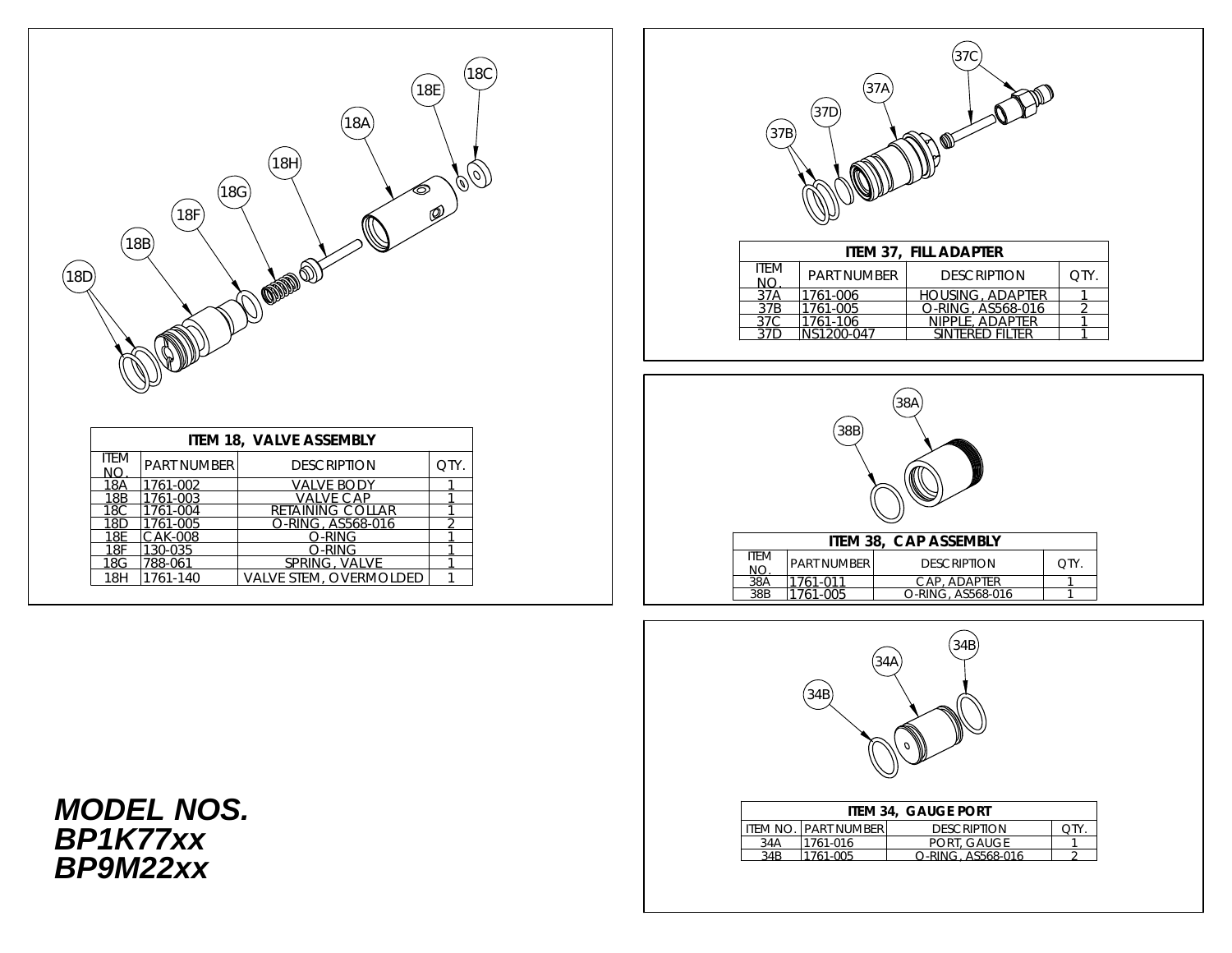| ITEM 18, VALVE ASSEMBLY | | | |
|---|---|---|---|
| ITEM NO. | PART NUMBER | DESCRIPTION | QTY. |
| 18A | 1761-002 | VALVE BODY | 1 |
| 18B | 1761-003 | VALVE CAP | 1 |
| 18C | 1761-004 | RETAINING COLLAR | 1 |
| 18D | 1761-005 | O-RING, AS568-016 | 2 |
| 18E | CAK-008 | O-RING | 1 |
| 18F | 130-035 | O-RING | 1 |
| 18G | 788-061 | SPRING, VALVE | 1 |
| 18H | 1761-140 | VALVE STEM, OVERMOLDED | 1 |

| ITEM 37, FILL ADAPTER | | | |
|---|---|---|---|
| ITEM NO. | PART NUMBER | DESCRIPTION | QTY. |
| 37A | 1761-006 | HOUSING, ADAPTER | 1 |
| 37B | 1761-005 | O-RING, AS568-016 | 2 |
| 37C | 1761-106 | NIPPLE, ADAPTER | 1 |
| 37D | NS1200-047 | SINTERED FILTER | 1 |

| ITEM 38, CAP ASSEMBLY | | | |
|---|---|---|---|
| ITEM NO. | PART NUMBER | DESCRIPTION | QTY. |
| 38A | 1761-011 | CAP, ADAPTER | 1 |
| 38B | 1761-005 | O-RING, AS568-016 | 1 |

| ITEM 34, GAUGE PORT | | | |
|---|---|---|---|
| ITEM NO. | PART NUMBER | DESCRIPTION | QTY. |
| 34A | 1761-016 | PORT, GAUGE | 1 |
| 34B | 1761-005 | O-RING, AS568-016 | 2 |

***MODEL NOS.***
***BP1K77xx***
***BP9M22xx***